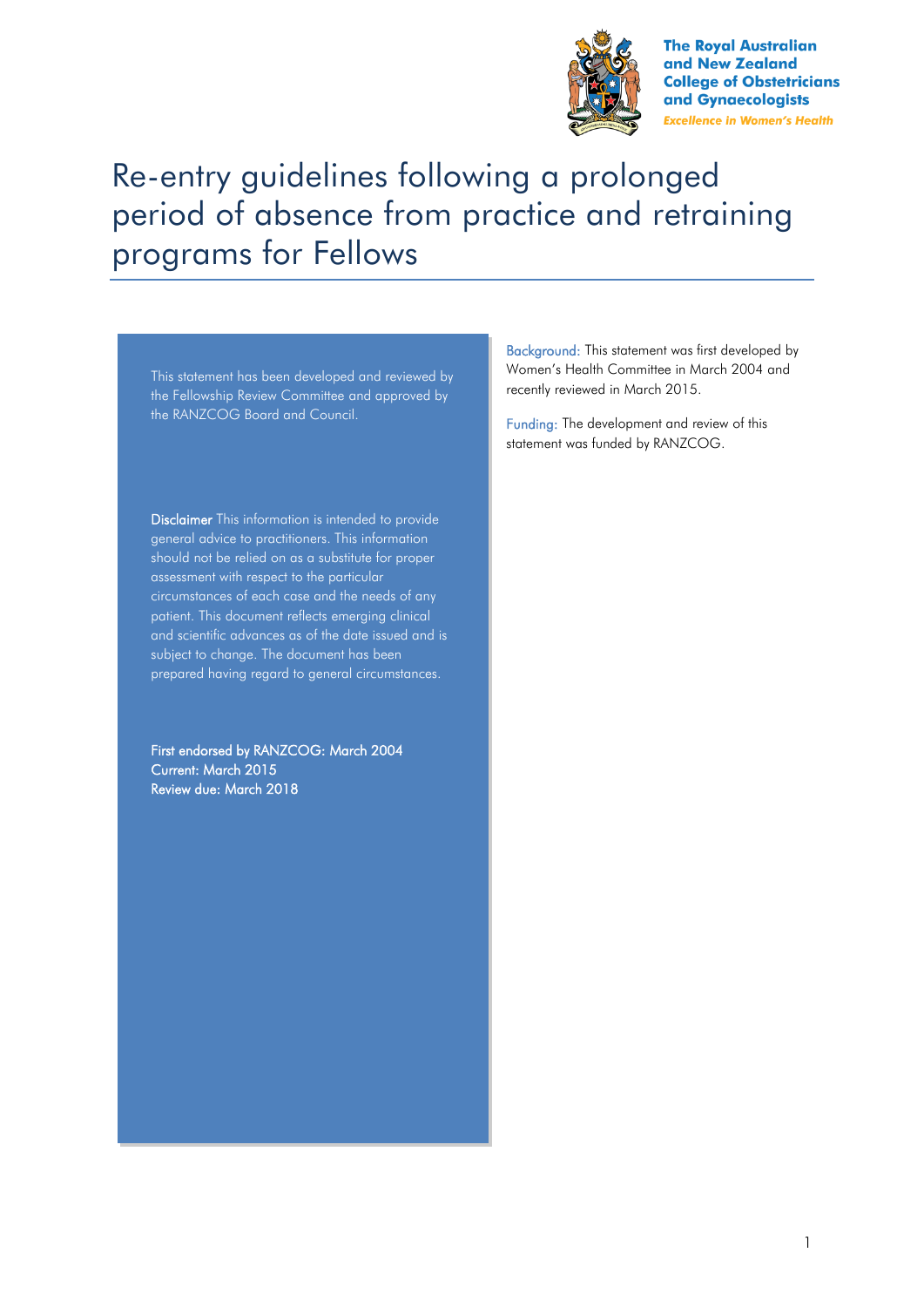The Royal Australian and New Zealand College of Obstetricians and Gynaecologists

*Excellence in Women's Health*

# Re-entry guidelines following a prolonged period of absence from practice and retraining programs for Fellows

This statement has been developed and reviewed by the Fellowship Review Committee and approved by the RANZCOG Board and Council.

**Disclaimer** This information is intended to provide general advice to practitioners. This information should not be relied on as a substitute for proper assessment with respect to the particular circumstances of each case and the needs of any patient. This document reflects emerging clinical and scientific advances as of the date issued and is subject to change. The document has been prepared having regard to general circumstances.

First endorsed by RANZCOG: March 2004
Current: March 2015
Review due: March 2018

Background: This statement was first developed by Women's Health Committee in March 2004 and recently reviewed in March 2015.

Funding: The development and review of this statement was funded by RANZCOG.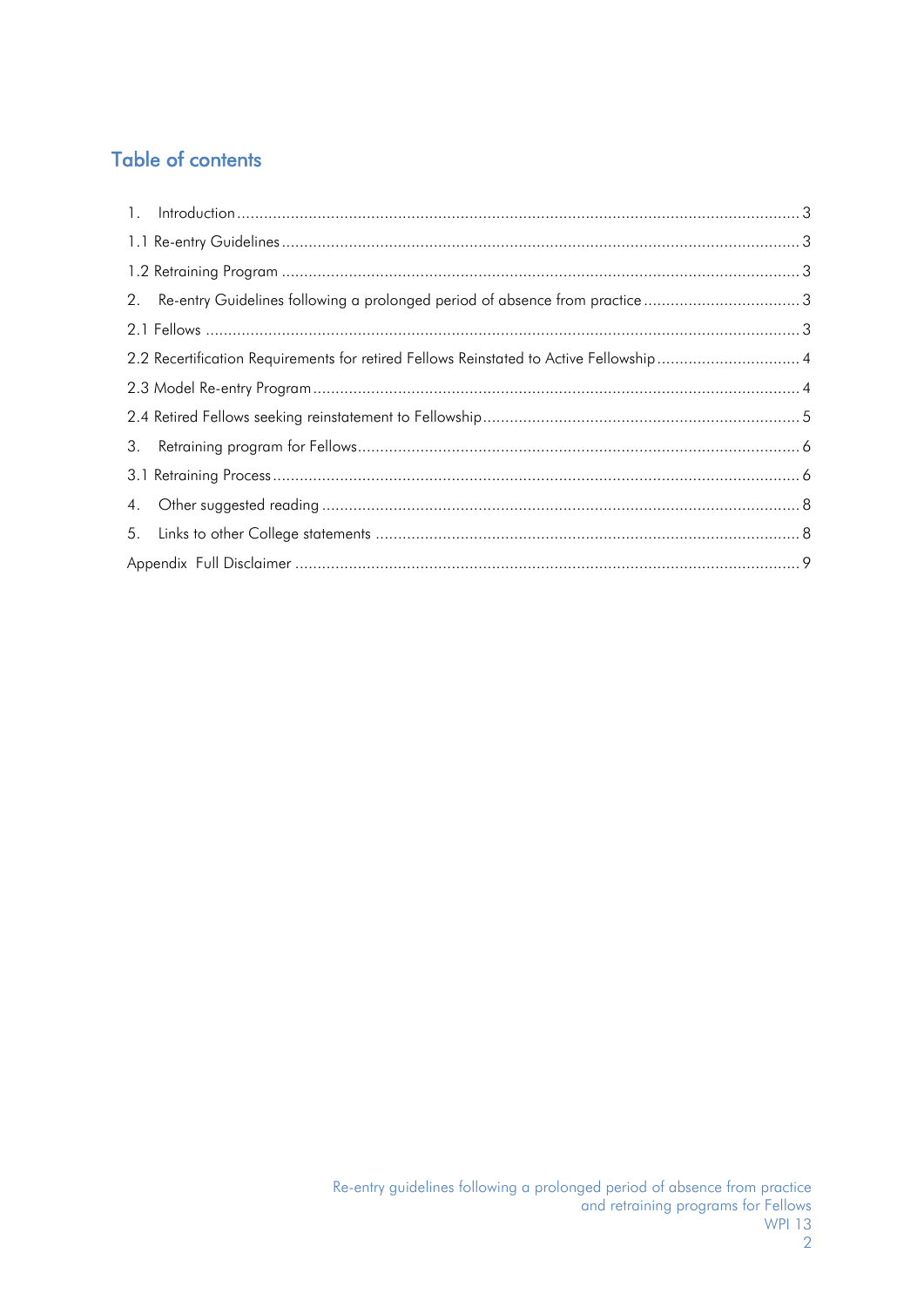## Table of contents

1. Introduction ... 3
1.1 Re-entry Guidelines ... 3
1.2 Retraining Program ... 3
2. Re-entry Guidelines following a prolonged period of absence from practice ... 3
2.1 Fellows ... 3
2.2 Recertification Requirements for retired Fellows Reinstated to Active Fellowship ... 4
2.3 Model Re-entry Program ... 4
2.4 Retired Fellows seeking reinstatement to Fellowship ... 5
3. Retraining program for Fellows ... 6
3.1 Retraining Process ... 6
4. Other suggested reading ... 8
5. Links to other College statements ... 8
Appendix Full Disclaimer ... 9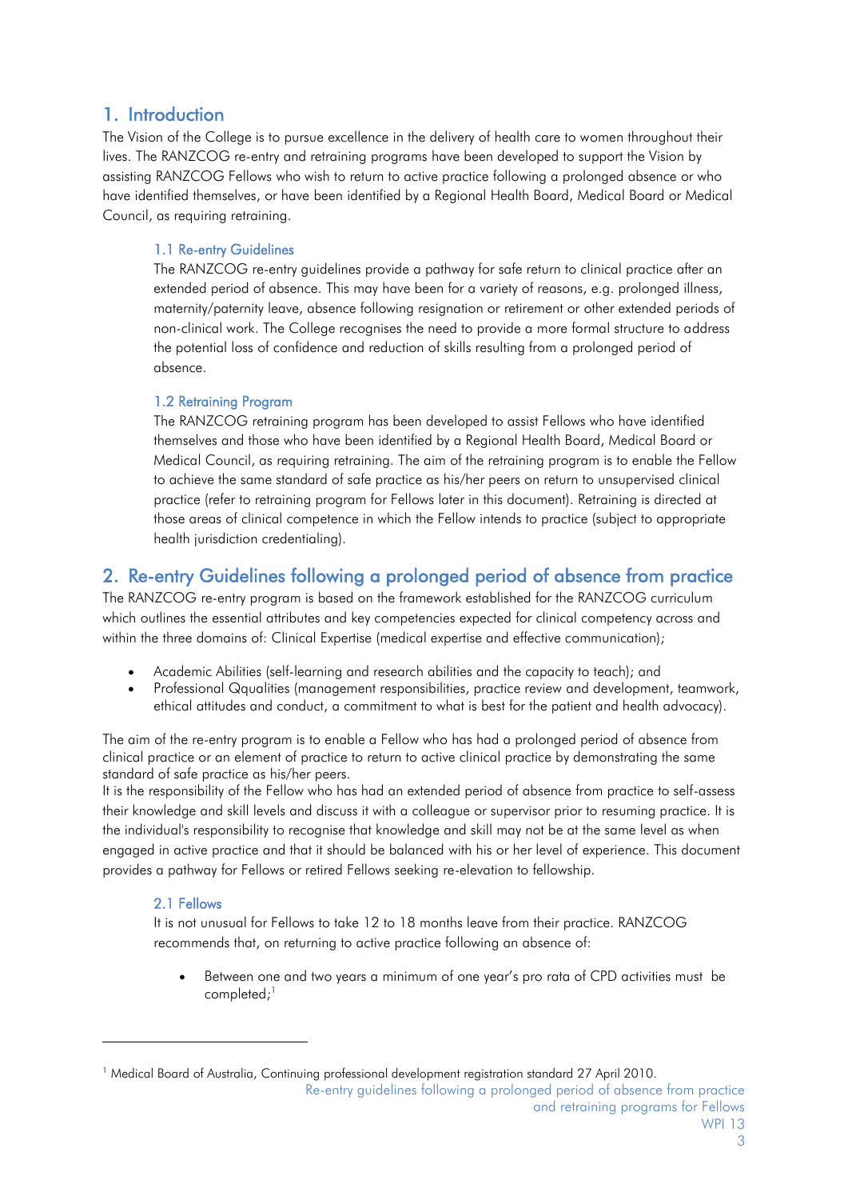## 1. Introduction

The Vision of the College is to pursue excellence in the delivery of health care to women throughout their lives. The RANZCOG re-entry and retraining programs have been developed to support the Vision by assisting RANZCOG Fellows who wish to return to active practice following a prolonged absence or who have identified themselves, or have been identified by a Regional Health Board, Medical Board or Medical Council, as requiring retraining.

### 1.1 Re-entry Guidelines

The RANZCOG re-entry guidelines provide a pathway for safe return to clinical practice after an extended period of absence. This may have been for a variety of reasons, e.g. prolonged illness, maternity/paternity leave, absence following resignation or retirement or other extended periods of non-clinical work. The College recognises the need to provide a more formal structure to address the potential loss of confidence and reduction of skills resulting from a prolonged period of absence.

### 1.2 Retraining Program

The RANZCOG retraining program has been developed to assist Fellows who have identified themselves and those who have been identified by a Regional Health Board, Medical Board or Medical Council, as requiring retraining. The aim of the retraining program is to enable the Fellow to achieve the same standard of safe practice as his/her peers on return to unsupervised clinical practice (refer to retraining program for Fellows later in this document). Retraining is directed at those areas of clinical competence in which the Fellow intends to practice (subject to appropriate health jurisdiction credentialing).

## 2. Re-entry Guidelines following a prolonged period of absence from practice

The RANZCOG re-entry program is based on the framework established for the RANZCOG curriculum which outlines the essential attributes and key competencies expected for clinical competency across and within the three domains of: Clinical Expertise (medical expertise and effective communication);

- Academic Abilities (self-learning and research abilities and the capacity to teach); and
- Professional Qqualities (management responsibilities, practice review and development, teamwork, ethical attitudes and conduct, a commitment to what is best for the patient and health advocacy).

The aim of the re-entry program is to enable a Fellow who has had a prolonged period of absence from clinical practice or an element of practice to return to active clinical practice by demonstrating the same standard of safe practice as his/her peers.

It is the responsibility of the Fellow who has had an extended period of absence from practice to self-assess their knowledge and skill levels and discuss it with a colleague or supervisor prior to resuming practice. It is the individual's responsibility to recognise that knowledge and skill may not be at the same level as when engaged in active practice and that it should be balanced with his or her level of experience. This document provides a pathway for Fellows or retired Fellows seeking re-elevation to fellowship.

### 2.1 Fellows

It is not unusual for Fellows to take 12 to 18 months leave from their practice. RANZCOG recommends that, on returning to active practice following an absence of:

- Between one and two years a minimum of one year's pro rata of CPD activities must be completed;[1]

---

[1] Medical Board of Australia, Continuing professional development registration standard 27 April 2010.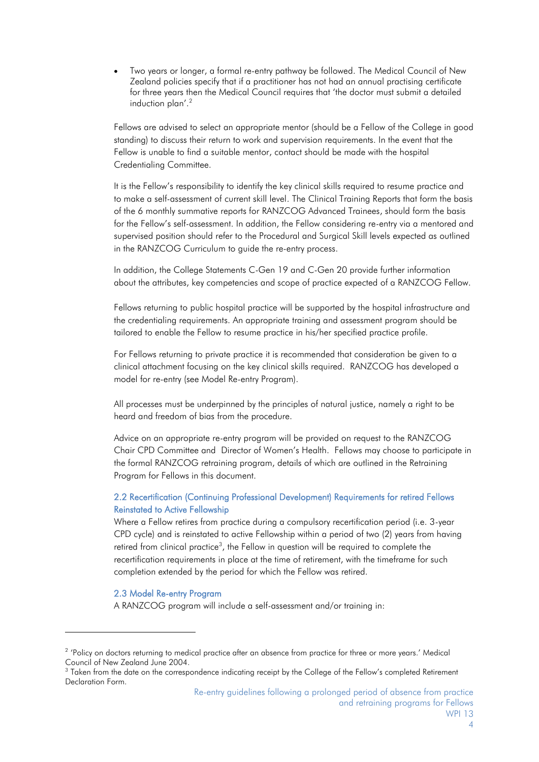- Two years or longer, a formal re-entry pathway be followed. The Medical Council of New Zealand policies specify that if a practitioner has not had an annual practising certificate for three years then the Medical Council requires that 'the doctor must submit a detailed induction plan'.[2]

Fellows are advised to select an appropriate mentor (should be a Fellow of the College in good standing) to discuss their return to work and supervision requirements. In the event that the Fellow is unable to find a suitable mentor, contact should be made with the hospital Credentialing Committee.

It is the Fellow's responsibility to identify the key clinical skills required to resume practice and to make a self-assessment of current skill level. The Clinical Training Reports that form the basis of the 6 monthly summative reports for RANZCOG Advanced Trainees, should form the basis for the Fellow's self-assessment. In addition, the Fellow considering re-entry via a mentored and supervised position should refer to the Procedural and Surgical Skill levels expected as outlined in the RANZCOG Curriculum to guide the re-entry process.

In addition, the College Statements C-Gen 19 and C-Gen 20 provide further information about the attributes, key competencies and scope of practice expected of a RANZCOG Fellow.

Fellows returning to public hospital practice will be supported by the hospital infrastructure and the credentialing requirements. An appropriate training and assessment program should be tailored to enable the Fellow to resume practice in his/her specified practice profile.

For Fellows returning to private practice it is recommended that consideration be given to a clinical attachment focusing on the key clinical skills required. RANZCOG has developed a model for re-entry (see Model Re-entry Program).

All processes must be underpinned by the principles of natural justice, namely a right to be heard and freedom of bias from the procedure.

Advice on an appropriate re-entry program will be provided on request to the RANZCOG Chair CPD Committee and Director of Women's Health. Fellows may choose to participate in the formal RANZCOG retraining program, details of which are outlined in the Retraining Program for Fellows in this document.

### 2.2 Recertification (Continuing Professional Development) Requirements for retired Fellows Reinstated to Active Fellowship

Where a Fellow retires from practice during a compulsory recertification period (i.e. 3-year CPD cycle) and is reinstated to active Fellowship within a period of two (2) years from having retired from clinical practice[3], the Fellow in question will be required to complete the recertification requirements in place at the time of retirement, with the timeframe for such completion extended by the period for which the Fellow was retired.

### 2.3 Model Re-entry Program

A RANZCOG program will include a self-assessment and/or training in:

---

[2] 'Policy on doctors returning to medical practice after an absence from practice for three or more years.' Medical Council of New Zealand June 2004.

[3] Taken from the date on the correspondence indicating receipt by the College of the Fellow's completed Retirement Declaration Form.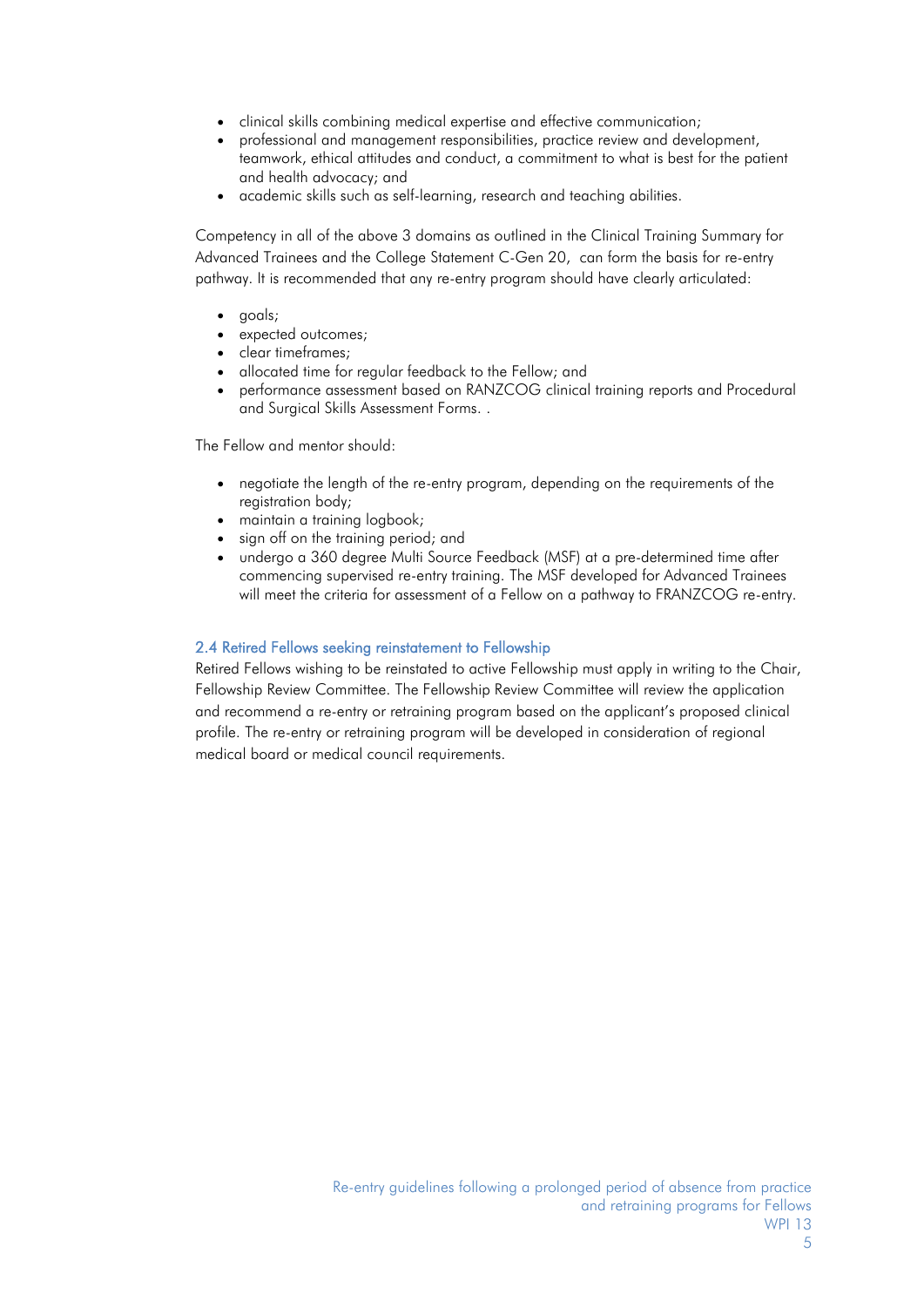- clinical skills combining medical expertise and effective communication;
- professional and management responsibilities, practice review and development, teamwork, ethical attitudes and conduct, a commitment to what is best for the patient and health advocacy; and
- academic skills such as self-learning, research and teaching abilities.

Competency in all of the above 3 domains as outlined in the Clinical Training Summary for Advanced Trainees and the College Statement C-Gen 20, can form the basis for re-entry pathway. It is recommended that any re-entry program should have clearly articulated:

- goals;
- expected outcomes;
- clear timeframes;
- allocated time for regular feedback to the Fellow; and
- performance assessment based on RANZCOG clinical training reports and Procedural and Surgical Skills Assessment Forms. .

The Fellow and mentor should:

- negotiate the length of the re-entry program, depending on the requirements of the registration body;
- maintain a training logbook;
- sign off on the training period; and
- undergo a 360 degree Multi Source Feedback (MSF) at a pre-determined time after commencing supervised re-entry training. The MSF developed for Advanced Trainees will meet the criteria for assessment of a Fellow on a pathway to FRANZCOG re-entry.

### 2.4 Retired Fellows seeking reinstatement to Fellowship

Retired Fellows wishing to be reinstated to active Fellowship must apply in writing to the Chair, Fellowship Review Committee. The Fellowship Review Committee will review the application and recommend a re-entry or retraining program based on the applicant's proposed clinical profile. The re-entry or retraining program will be developed in consideration of regional medical board or medical council requirements.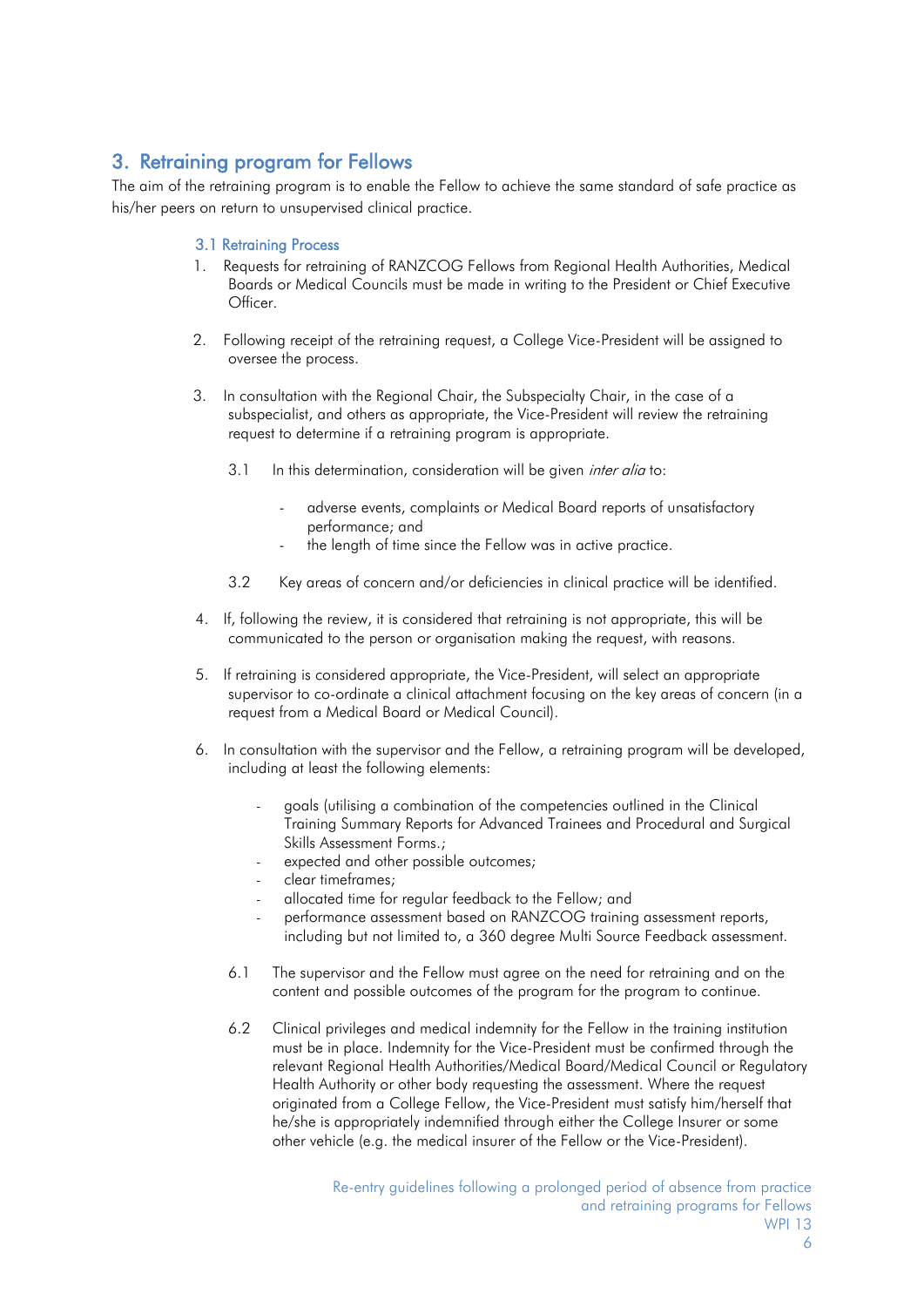## 3. Retraining program for Fellows

The aim of the retraining program is to enable the Fellow to achieve the same standard of safe practice as his/her peers on return to unsupervised clinical practice.

### 3.1 Retraining Process

1. Requests for retraining of RANZCOG Fellows from Regional Health Authorities, Medical Boards or Medical Councils must be made in writing to the President or Chief Executive Officer.

2. Following receipt of the retraining request, a College Vice-President will be assigned to oversee the process.

3. In consultation with the Regional Chair, the Subspecialty Chair, in the case of a subspecialist, and others as appropriate, the Vice-President will review the retraining request to determine if a retraining program is appropriate.

   3.1 In this determination, consideration will be given *inter alia* to:

   - adverse events, complaints or Medical Board reports of unsatisfactory performance; and
   - the length of time since the Fellow was in active practice.

   3.2 Key areas of concern and/or deficiencies in clinical practice will be identified.

4. If, following the review, it is considered that retraining is not appropriate, this will be communicated to the person or organisation making the request, with reasons.

5. If retraining is considered appropriate, the Vice-President, will select an appropriate supervisor to co-ordinate a clinical attachment focusing on the key areas of concern (in a request from a Medical Board or Medical Council).

6. In consultation with the supervisor and the Fellow, a retraining program will be developed, including at least the following elements:

   - goals (utilising a combination of the competencies outlined in the Clinical Training Summary Reports for Advanced Trainees and Procedural and Surgical Skills Assessment Forms.;
   - expected and other possible outcomes;
   - clear timeframes;
   - allocated time for regular feedback to the Fellow; and
   - performance assessment based on RANZCOG training assessment reports, including but not limited to, a 360 degree Multi Source Feedback assessment.

   6.1 The supervisor and the Fellow must agree on the need for retraining and on the content and possible outcomes of the program for the program to continue.

   6.2 Clinical privileges and medical indemnity for the Fellow in the training institution must be in place. Indemnity for the Vice-President must be confirmed through the relevant Regional Health Authorities/Medical Board/Medical Council or Regulatory Health Authority or other body requesting the assessment. Where the request originated from a College Fellow, the Vice-President must satisfy him/herself that he/she is appropriately indemnified through either the College Insurer or some other vehicle (e.g. the medical insurer of the Fellow or the Vice-President).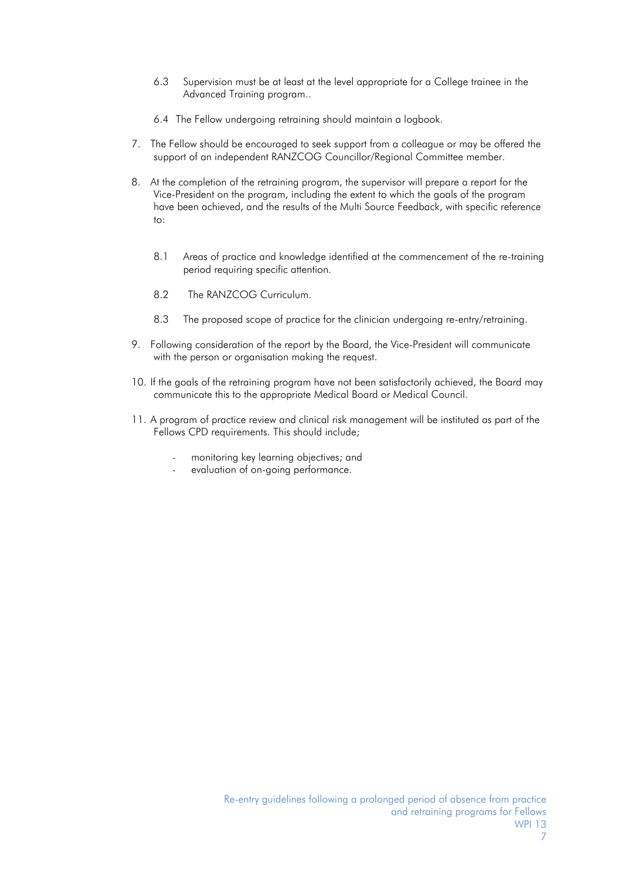6.3 Supervision must be at least at the level appropriate for a College trainee in the Advanced Training program..

6.4 The Fellow undergoing retraining should maintain a logbook.

7. The Fellow should be encouraged to seek support from a colleague or may be offered the support of an independent RANZCOG Councillor/Regional Committee member.

8. At the completion of the retraining program, the supervisor will prepare a report for the Vice-President on the program, including the extent to which the goals of the program have been achieved, and the results of the Multi Source Feedback, with specific reference to:

   8.1 Areas of practice and knowledge identified at the commencement of the re-training period requiring specific attention.

   8.2 The RANZCOG Curriculum.

   8.3 The proposed scope of practice for the clinician undergoing re-entry/retraining.

9. Following consideration of the report by the Board, the Vice-President will communicate with the person or organisation making the request.

10. If the goals of the retraining program have not been satisfactorily achieved, the Board may communicate this to the appropriate Medical Board or Medical Council.

11. A program of practice review and clinical risk management will be instituted as part of the Fellows CPD requirements. This should include;

    - monitoring key learning objectives; and
    - evaluation of on-going performance.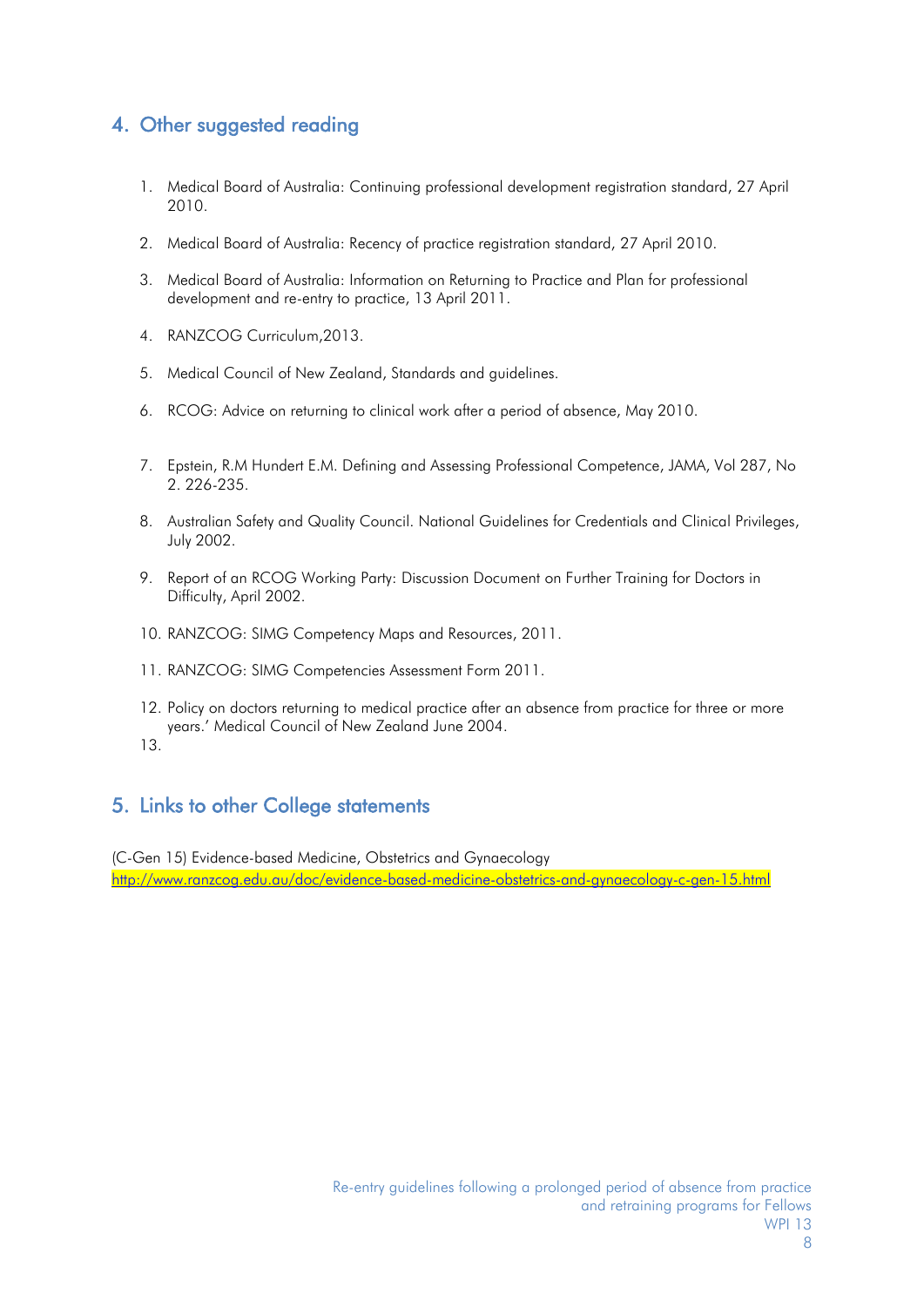## 4. Other suggested reading

1. Medical Board of Australia: Continuing professional development registration standard, 27 April 2010.
2. Medical Board of Australia: Recency of practice registration standard, 27 April 2010.
3. Medical Board of Australia: Information on Returning to Practice and Plan for professional development and re-entry to practice, 13 April 2011.
4. RANZCOG Curriculum,2013.
5. Medical Council of New Zealand, Standards and guidelines.
6. RCOG: Advice on returning to clinical work after a period of absence, May 2010.
7. Epstein, R.M Hundert E.M. Defining and Assessing Professional Competence, JAMA, Vol 287, No 2. 226-235.
8. Australian Safety and Quality Council. National Guidelines for Credentials and Clinical Privileges, July 2002.
9. Report of an RCOG Working Party: Discussion Document on Further Training for Doctors in Difficulty, April 2002.
10. RANZCOG: SIMG Competency Maps and Resources, 2011.
11. RANZCOG: SIMG Competencies Assessment Form 2011.
12. Policy on doctors returning to medical practice after an absence from practice for three or more years.' Medical Council of New Zealand June 2004.
13.

## 5. Links to other College statements

(C-Gen 15) Evidence-based Medicine, Obstetrics and Gynaecology
http://www.ranzcog.edu.au/doc/evidence-based-medicine-obstetrics-and-gynaecology-c-gen-15.html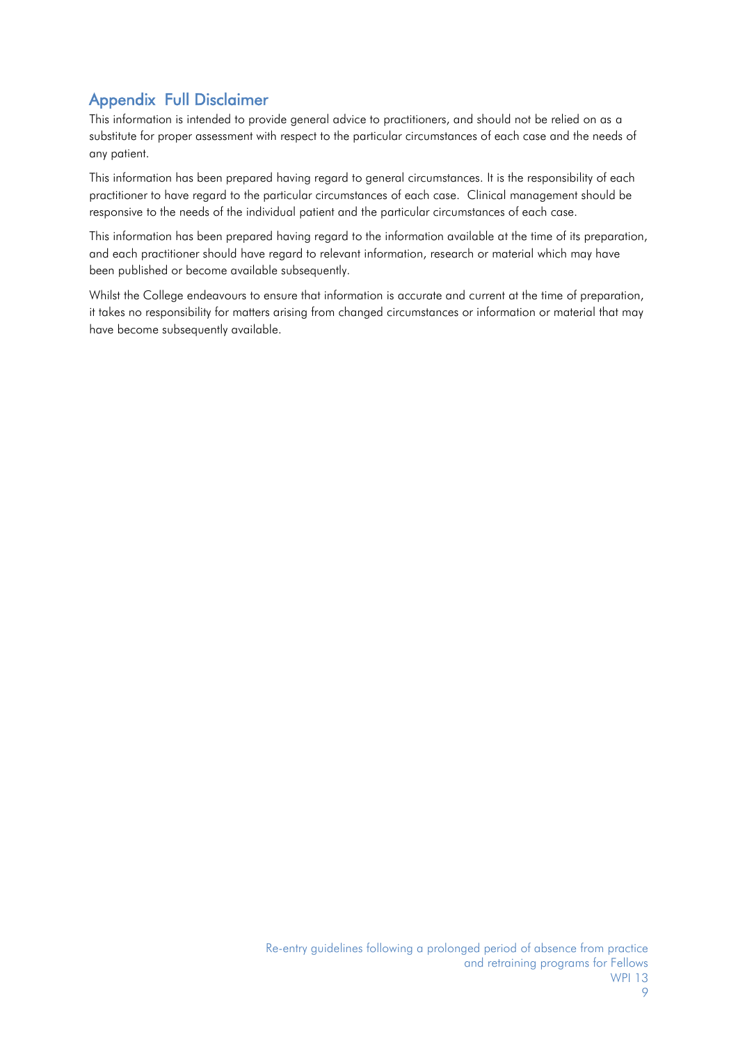## Appendix Full Disclaimer

This information is intended to provide general advice to practitioners, and should not be relied on as a substitute for proper assessment with respect to the particular circumstances of each case and the needs of any patient.

This information has been prepared having regard to general circumstances. It is the responsibility of each practitioner to have regard to the particular circumstances of each case. Clinical management should be responsive to the needs of the individual patient and the particular circumstances of each case.

This information has been prepared having regard to the information available at the time of its preparation, and each practitioner should have regard to relevant information, research or material which may have been published or become available subsequently.

Whilst the College endeavours to ensure that information is accurate and current at the time of preparation, it takes no responsibility for matters arising from changed circumstances or information or material that may have become subsequently available.